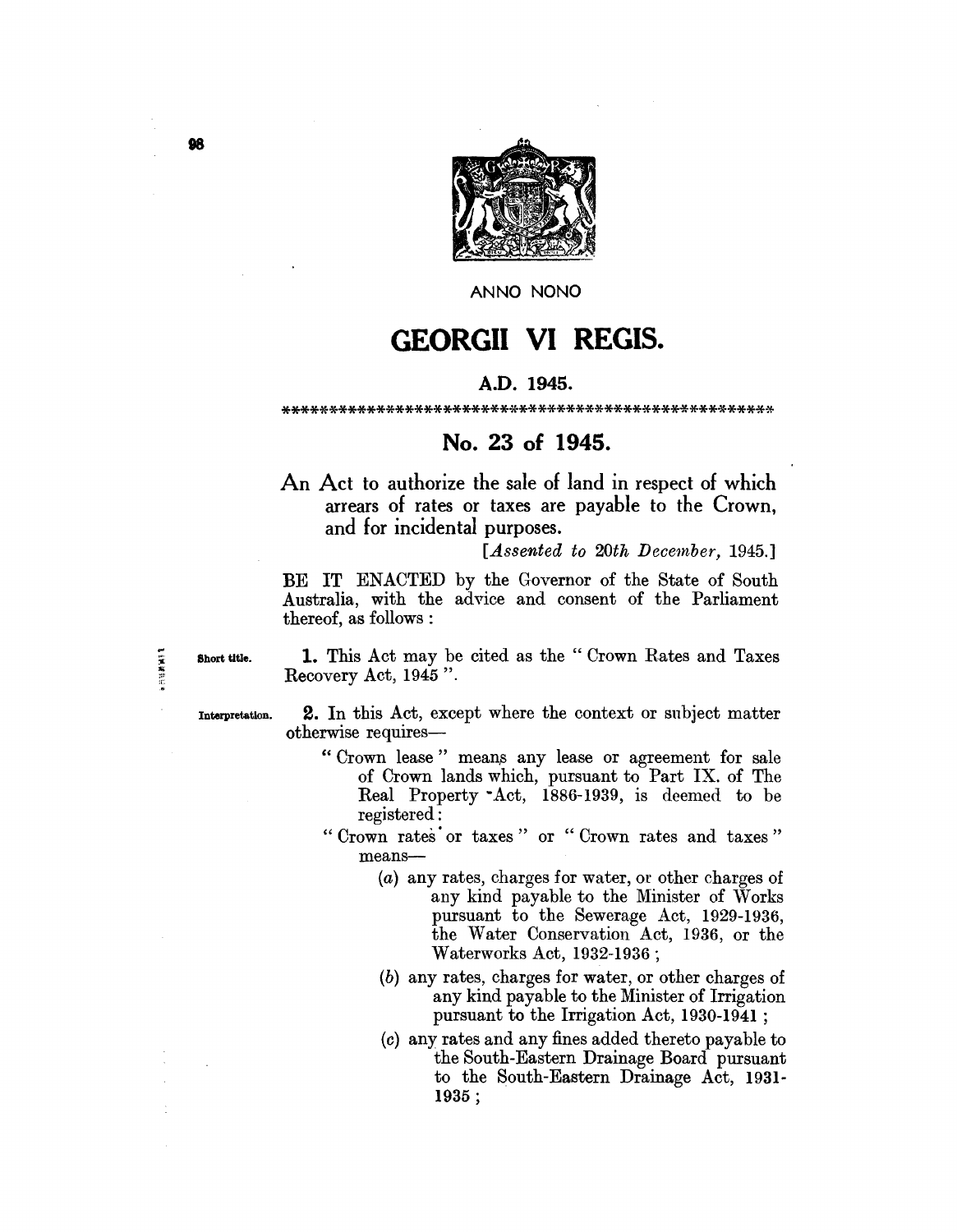ANNO NONO

# GEORGII VI REGIS.

**A.D. 1945.**

\*\*\*\*\*\*\*\*\*\*\*\*\*\*\*\*\*\*\*\*\*\*\*\*\*\*\*\*\*\*\*\*\*\*\*\*\*\*\*\*\*\*\*\*\*\*\*\*\*\*\*\*

## No. 23 of 1945.

An Act to authorize the sale of land in respect of which arrears of rates or taxes are payable to the Crown, and for incidental purposes.

[*Assented to 20th December, 1945.*]

BE IT ENACTED by the Governor of the State of South Australia, with the advice and consent of the Parliament thereof, as follows:

Short title.

**1.** This Act may be cited as the "Crown Rates and Taxes Recovery Act, 1945".

Interpretation.

**2.** In this Act, except where the context or subject matter otherwise requires—

"Crown lease" means any lease or agreement for sale of Crown lands which, pursuant to Part IX. of The Real Property Act, 1886-1939, is deemed to be registered:

"Crown rates or taxes" or "Crown rates and taxes" means—

(*a*) any rates, charges for water, or other charges of any kind payable to the Minister of Works pursuant to the Sewerage Act, 1929-1936, the Water Conservation Act, 1936, or the Waterworks Act, 1932-1936;

(*b*) any rates, charges for water, or other charges of any kind payable to the Minister of Irrigation pursuant to the Irrigation Act, 1930-1941;

(*c*) any rates and any fines added thereto payable to the South-Eastern Drainage Board pursuant to the South-Eastern Drainage Act, 1931-1935;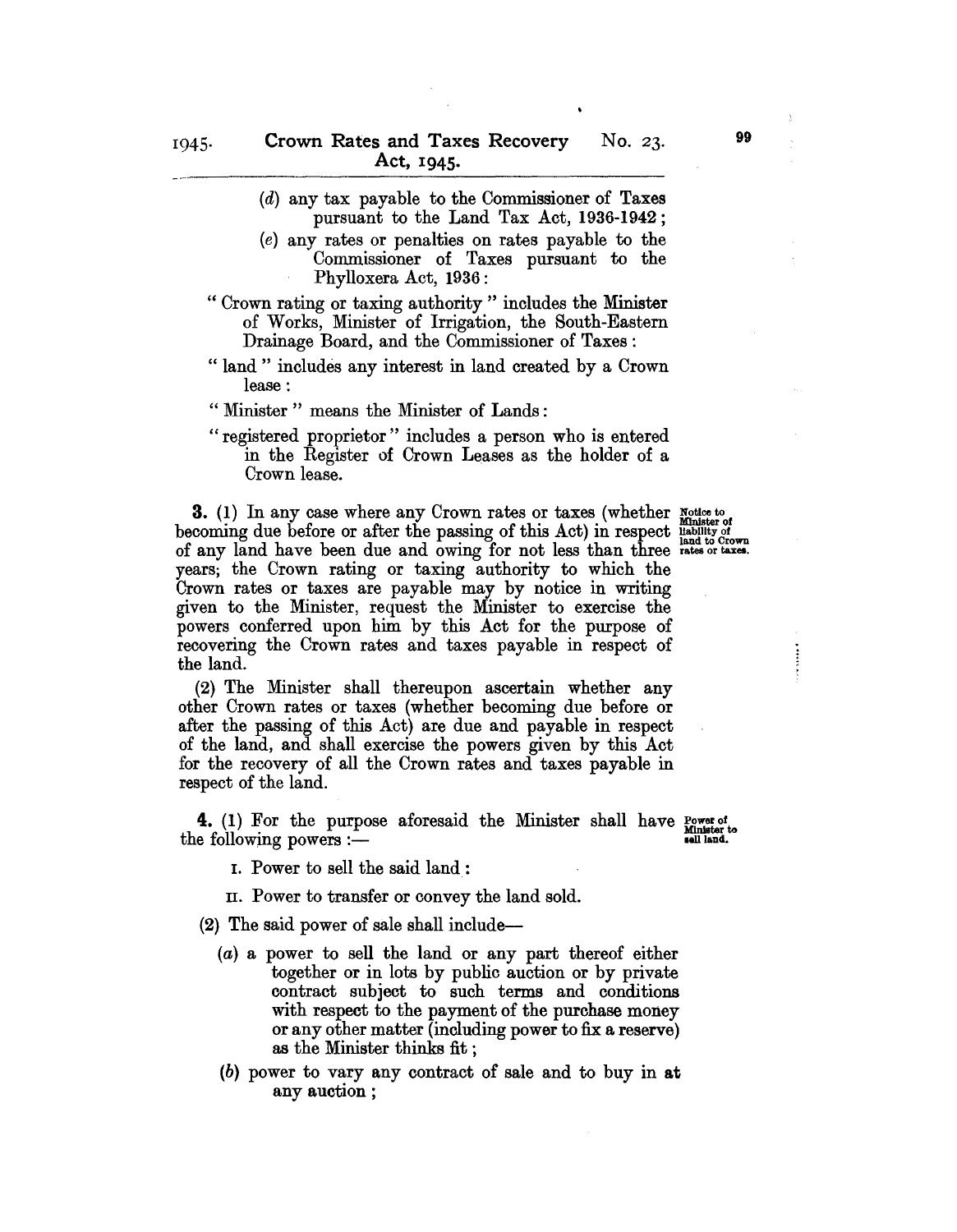(*d*) any tax payable to the Commissioner of Taxes pursuant to the Land Tax Act, 1936-1942;

(*e*) any rates or penalties on rates payable to the Commissioner of Taxes pursuant to the Phylloxera Act, 1936:

"Crown rating or taxing authority" includes the Minister of Works, Minister of Irrigation, the South-Eastern Drainage Board, and the Commissioner of Taxes:

"land" includes any interest in land created by a Crown lease:

"Minister" means the Minister of Lands:

"registered proprietor" includes a person who is entered in the Register of Crown Leases as the holder of a Crown lease.

*Notice to Minister of liability of land to Crown rates or taxes.*

**3.** (1) In any case where any Crown rates or taxes (whether becoming due before or after the passing of this Act) in respect of any land have been due and owing for not less than three years; the Crown rating or taxing authority to which the Crown rates or taxes are payable may by notice in writing given to the Minister, request the Minister to exercise the powers conferred upon him by this Act for the purpose of recovering the Crown rates and taxes payable in respect of the land.

(2) The Minister shall thereupon ascertain whether any other Crown rates or taxes (whether becoming due before or after the passing of this Act) are due and payable in respect of the land, and shall exercise the powers given by this Act for the recovery of all the Crown rates and taxes payable in respect of the land.

*Power of Minister to sell land.*

**4.** (1) For the purpose aforesaid the Minister shall have the following powers:—

I. Power to sell the said land:

II. Power to transfer or convey the land sold.

(2) The said power of sale shall include—

(*a*) a power to sell the land or any part thereof either together or in lots by public auction or by private contract subject to such terms and conditions with respect to the payment of the purchase money or any other matter (including power to fix a reserve) as the Minister thinks fit;

(*b*) power to vary any contract of sale and to buy in at any auction;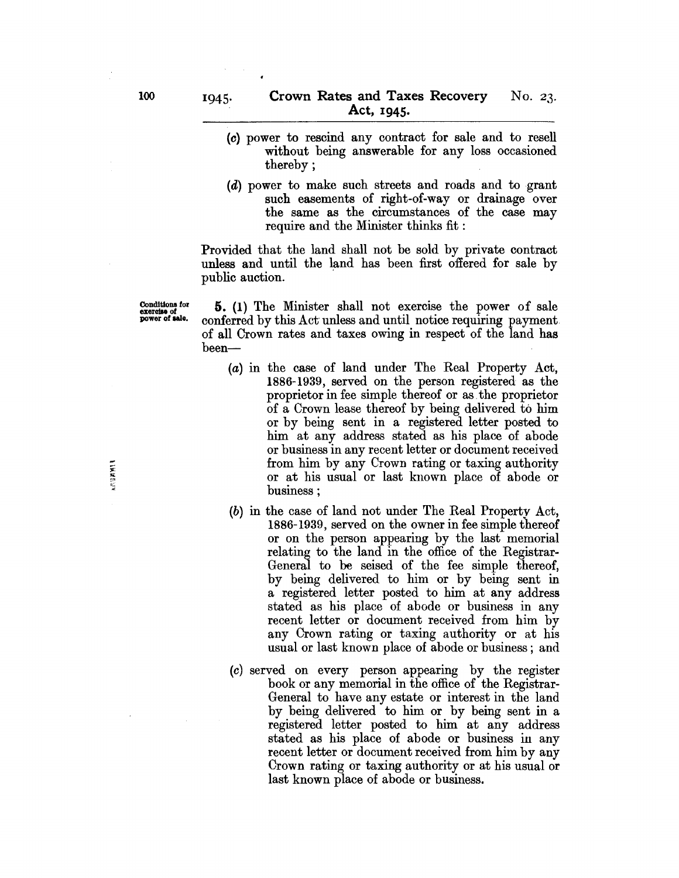(c) power to rescind any contract for sale and to resell without being answerable for any loss occasioned thereby;

(d) power to make such streets and roads and to grant such easements of right-of-way or drainage over the same as the circumstances of the case may require and the Minister thinks fit:

Provided that the land shall not be sold by private contract unless and until the land has been first offered for sale by public auction.

**Conditions for exercise of power of sale.**

**5.** (1) The Minister shall not exercise the power of sale conferred by this Act unless and until notice requiring payment of all Crown rates and taxes owing in respect of the land has been—

(a) in the case of land under The Real Property Act, 1886-1939, served on the person registered as the proprietor in fee simple thereof or as the proprietor of a Crown lease thereof by being delivered to him or by being sent in a registered letter posted to him at any address stated as his place of abode or business in any recent letter or document received from him by any Crown rating or taxing authority or at his usual or last known place of abode or business;

(b) in the case of land not under The Real Property Act, 1886-1939, served on the owner in fee simple thereof or on the person appearing by the last memorial relating to the land in the office of the Registrar-General to be seised of the fee simple thereof, by being delivered to him or by being sent in a registered letter posted to him at any address stated as his place of abode or business in any recent letter or document received from him by any Crown rating or taxing authority or at his usual or last known place of abode or business; and

(c) served on every person appearing by the register book or any memorial in the office of the Registrar-General to have any estate or interest in the land by being delivered to him or by being sent in a registered letter posted to him at any address stated as his place of abode or business in any recent letter or document received from him by any Crown rating or taxing authority or at his usual or last known place of abode or business.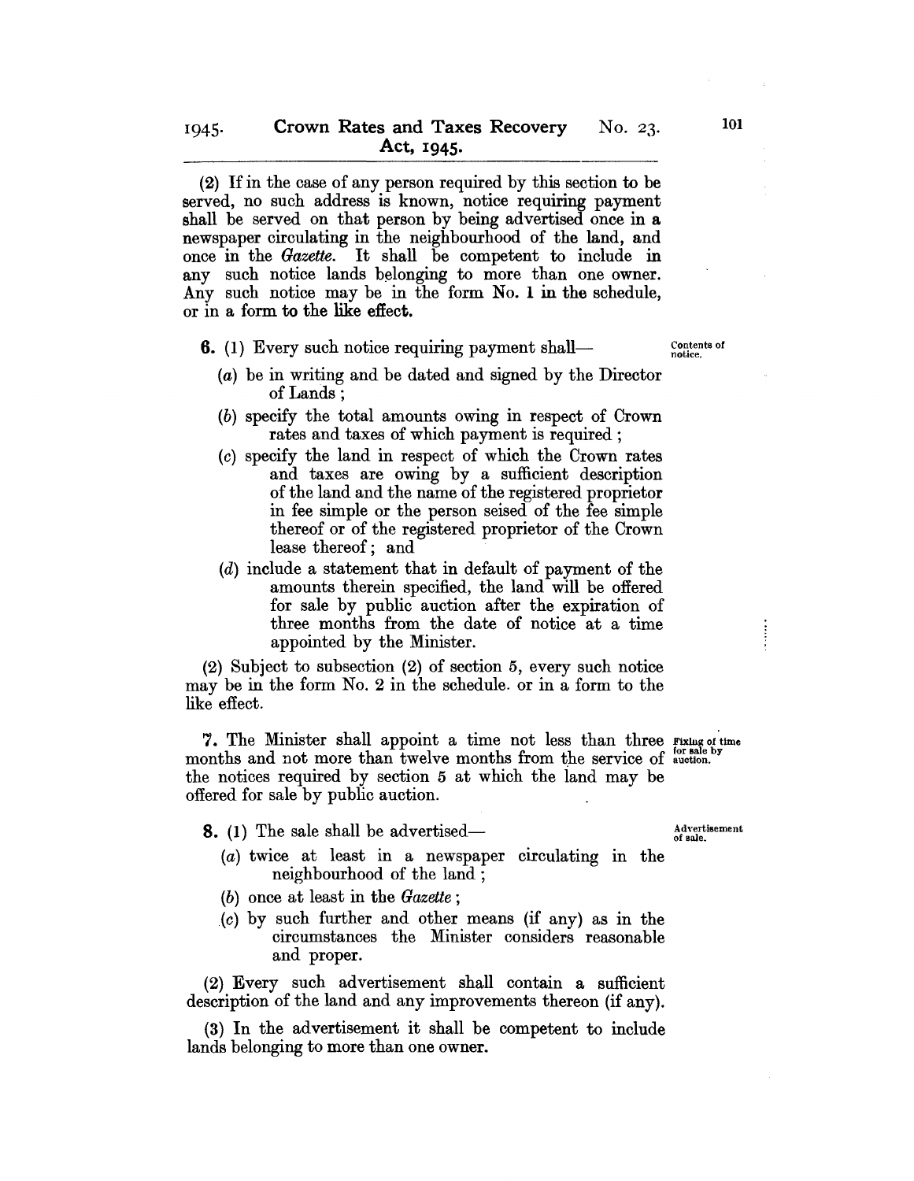(2) If in the case of any person required by this section to be served, no such address is known, notice requiring payment shall be served on that person by being advertised once in a newspaper circulating in the neighbourhood of the land, and once in the *Gazette*. It shall be competent to include in any such notice lands belonging to more than one owner. Any such notice may be in the form No. 1 in the schedule, or in a form to the like effect.

**6.** (1) Every such notice requiring payment shall— *Contents of notice.*

(*a*) be in writing and be dated and signed by the Director of Lands;

(*b*) specify the total amounts owing in respect of Crown rates and taxes of which payment is required;

(*c*) specify the land in respect of which the Crown rates and taxes are owing by a sufficient description of the land and the name of the registered proprietor in fee simple or the person seised of the fee simple thereof or of the registered proprietor of the Crown lease thereof; and

(*d*) include a statement that in default of payment of the amounts therein specified, the land will be offered for sale by public auction after the expiration of three months from the date of notice at a time appointed by the Minister.

(2) Subject to subsection (2) of section 5, every such notice may be in the form No. 2 in the schedule. or in a form to the like effect.

**7.** The Minister shall appoint a time not less than three months and not more than twelve months from the service of the notices required by section 5 at which the land may be offered for sale by public auction. *Fixing of time for sale by auction.*

**8.** (1) The sale shall be advertised— *Advertisement of sale.*

(*a*) twice at least in a newspaper circulating in the neighbourhood of the land;

(*b*) once at least in the *Gazette*;

(*c*) by such further and other means (if any) as in the circumstances the Minister considers reasonable and proper.

(2) Every such advertisement shall contain a sufficient description of the land and any improvements thereon (if any).

(3) In the advertisement it shall be competent to include lands belonging to more than one owner.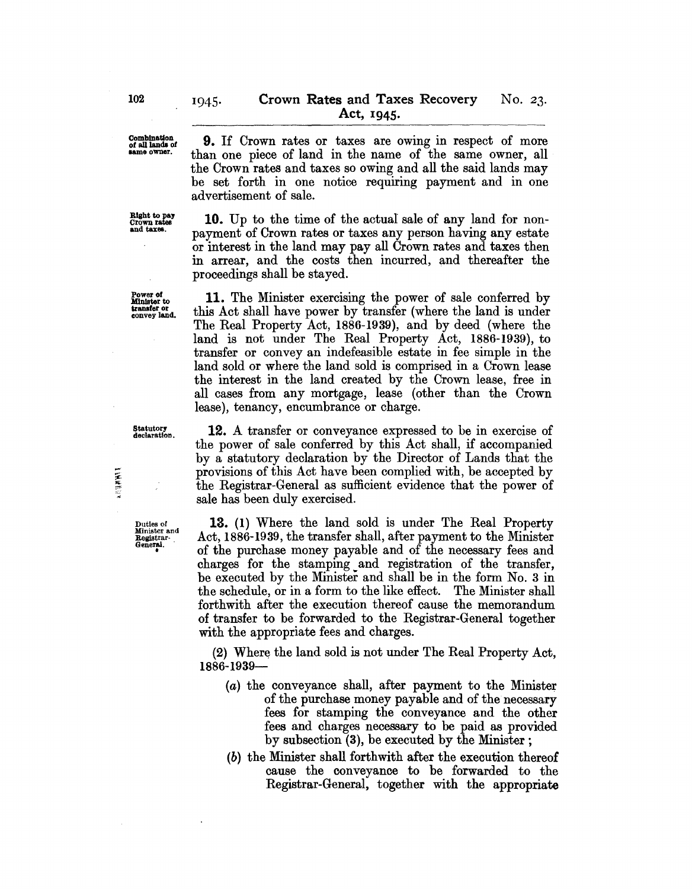**Combination of all lands of same owner.**

**9.** If Crown rates or taxes are owing in respect of more than one piece of land in the name of the same owner, all the Crown rates and taxes so owing and all the said lands may be set forth in one notice requiring payment and in one advertisement of sale.

**Right to pay Crown rates and taxes.**

**10.** Up to the time of the actual sale of any land for non-payment of Crown rates or taxes any person having any estate or interest in the land may pay all Crown rates and taxes then in arrear, and the costs then incurred, and thereafter the proceedings shall be stayed.

**Power of Minister to transfer or convey land.**

**11.** The Minister exercising the power of sale conferred by this Act shall have power by transfer (where the land is under The Real Property Act, 1886-1939), and by deed (where the land is not under The Real Property Act, 1886-1939), to transfer or convey an indefeasible estate in fee simple in the land sold or where the land sold is comprised in a Crown lease the interest in the land created by the Crown lease, free in all cases from any mortgage, lease (other than the Crown lease), tenancy, encumbrance or charge.

**Statutory declaration.**

**12.** A transfer or conveyance expressed to be in exercise of the power of sale conferred by this Act shall, if accompanied by a statutory declaration by the Director of Lands that the provisions of this Act have been complied with, be accepted by the Registrar-General as sufficient evidence that the power of sale has been duly exercised.

**Duties of Minister and Registrar-General.**

**13.** (1) Where the land sold is under The Real Property Act, 1886-1939, the transfer shall, after payment to the Minister of the purchase money payable and of the necessary fees and charges for the stamping and registration of the transfer, be executed by the Minister and shall be in the form No. 3 in the schedule, or in a form to the like effect. The Minister shall forthwith after the execution thereof cause the memorandum of transfer to be forwarded to the Registrar-General together with the appropriate fees and charges.

(2) Where the land sold is not under The Real Property Act, 1886-1939—

- (*a*) the conveyance shall, after payment to the Minister of the purchase money payable and of the necessary fees for stamping the conveyance and the other fees and charges necessary to be paid as provided by subsection (3), be executed by the Minister;
- (*b*) the Minister shall forthwith after the execution thereof cause the conveyance to be forwarded to the Registrar-General, together with the appropriate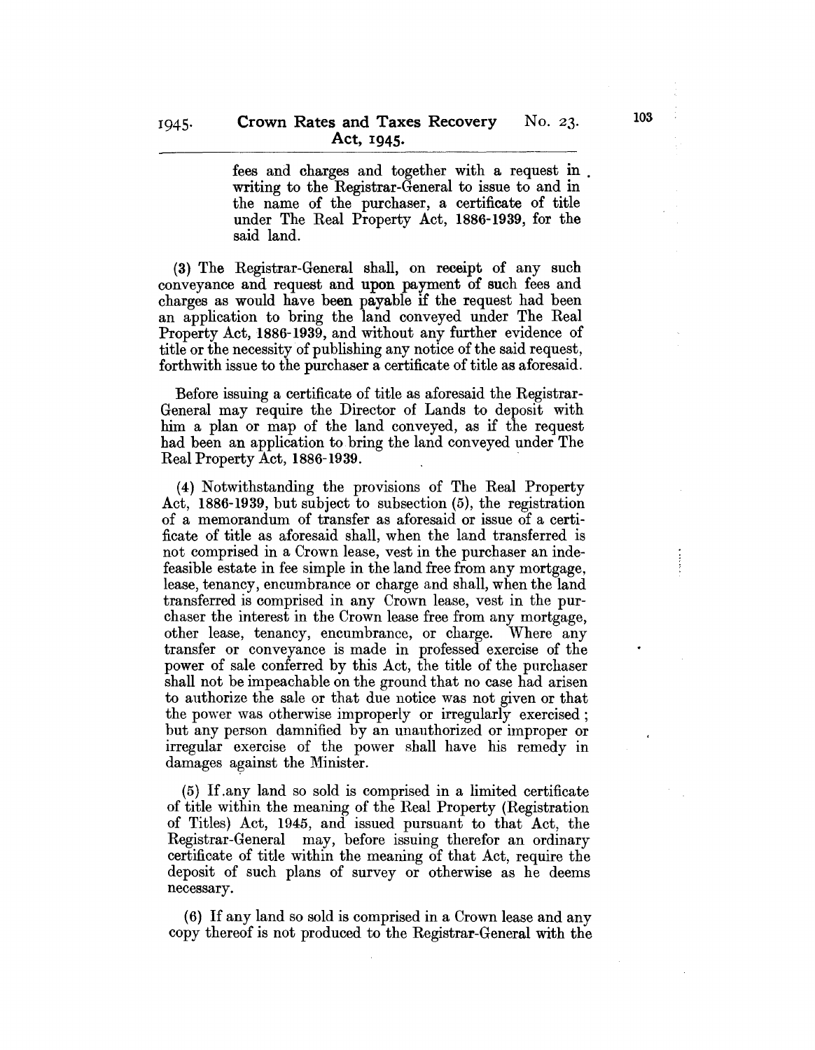fees and charges and together with a request in writing to the Registrar-General to issue to and in the name of the purchaser, a certificate of title under The Real Property Act, 1886-1939, for the said land.

(3) The Registrar-General shall, on receipt of any such conveyance and request and upon payment of such fees and charges as would have been payable if the request had been an application to bring the land conveyed under The Real Property Act, 1886-1939, and without any further evidence of title or the necessity of publishing any notice of the said request, forthwith issue to the purchaser a certificate of title as aforesaid.

Before issuing a certificate of title as aforesaid the Registrar-General may require the Director of Lands to deposit with him a plan or map of the land conveyed, as if the request had been an application to bring the land conveyed under The Real Property Act, 1886-1939.

(4) Notwithstanding the provisions of The Real Property Act, 1886-1939, but subject to subsection (5), the registration of a memorandum of transfer as aforesaid or issue of a certificate of title as aforesaid shall, when the land transferred is not comprised in a Crown lease, vest in the purchaser an indefeasible estate in fee simple in the land free from any mortgage, lease, tenancy, encumbrance or charge and shall, when the land transferred is comprised in any Crown lease, vest in the purchaser the interest in the Crown lease free from any mortgage, other lease, tenancy, encumbrance, or charge. Where any transfer or conveyance is made in professed exercise of the power of sale conferred by this Act, the title of the purchaser shall not be impeachable on the ground that no case had arisen to authorize the sale or that due notice was not given or that the power was otherwise improperly or irregularly exercised; but any person damnified by an unauthorized or improper or irregular exercise of the power shall have his remedy in damages against the Minister.

(5) If any land so sold is comprised in a limited certificate of title within the meaning of the Real Property (Registration of Titles) Act, 1945, and issued pursuant to that Act, the Registrar-General may, before issuing therefor an ordinary certificate of title within the meaning of that Act, require the deposit of such plans of survey or otherwise as he deems necessary.

(6) If any land so sold is comprised in a Crown lease and any copy thereof is not produced to the Registrar-General with the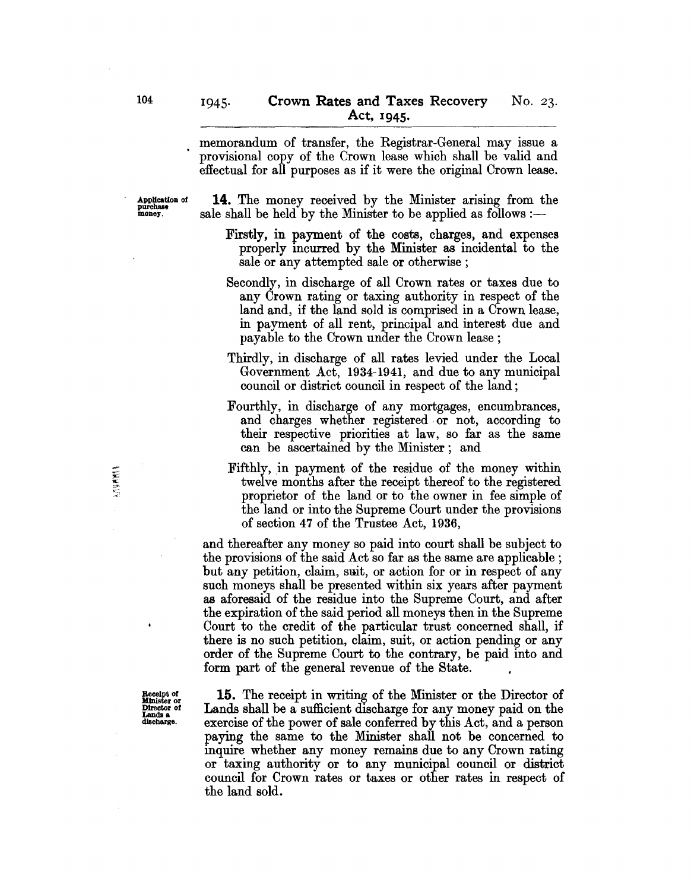memorandum of transfer, the Registrar-General may issue a provisional copy of the Crown lease which shall be valid and effectual for all purposes as if it were the original Crown lease.

Application of purchase money.

**14.** The money received by the Minister arising from the sale shall be held by the Minister to be applied as follows :—

Firstly, in payment of the costs, charges, and expenses properly incurred by the Minister as incidental to the sale or any attempted sale or otherwise ;

Secondly, in discharge of all Crown rates or taxes due to any Crown rating or taxing authority in respect of the land and, if the land sold is comprised in a Crown lease, in payment of all rent, principal and interest due and payable to the Crown under the Crown lease ;

Thirdly, in discharge of all rates levied under the Local Government Act, 1934-1941, and due to any municipal council or district council in respect of the land;

Fourthly, in discharge of any mortgages, encumbrances, and charges whether registered or not, according to their respective priorities at law, so far as the same can be ascertained by the Minister ; and

Fifthly, in payment of the residue of the money within twelve months after the receipt thereof to the registered proprietor of the land or to the owner in fee simple of the land or into the Supreme Court under the provisions of section 47 of the Trustee Act, 1936,

and thereafter any money so paid into court shall be subject to the provisions of the said Act so far as the same are applicable ; but any petition, claim, suit, or action for or in respect of any such moneys shall be presented within six years after payment as aforesaid of the residue into the Supreme Court, and after the expiration of the said period all moneys then in the Supreme Court to the credit of the particular trust concerned shall, if there is no such petition, claim, suit, or action pending or any order of the Supreme Court to the contrary, be paid into and form part of the general revenue of the State.

Receipt of Minister or Director of Lands a discharge.

**15.** The receipt in writing of the Minister or the Director of Lands shall be a sufficient discharge for any money paid on the exercise of the power of sale conferred by this Act, and a person paying the same to the Minister shall not be concerned to inquire whether any money remains due to any Crown rating or taxing authority or to any municipal council or district council for Crown rates or taxes or other rates in respect of the land sold.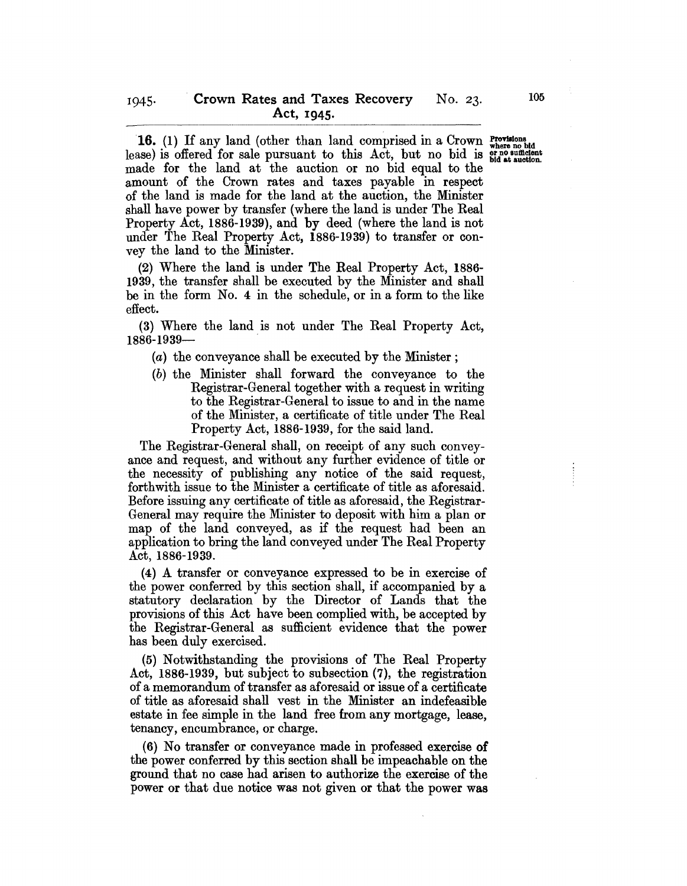**16.** (1) If any land (other than land comprised in a Crown lease) is offered for sale pursuant to this Act, but no bid is made for the land at the auction or no bid equal to the amount of the Crown rates and taxes payable in respect of the land is made for the land at the auction, the Minister shall have power by transfer (where the land is under The Real Property Act, 1886-1939), and by deed (where the land is not under The Real Property Act, 1886-1939) to transfer or convey the land to the Minister.

Provisions where no bid or no sufficient bid at auction.

(2) Where the land is under The Real Property Act, 1886-1939, the transfer shall be executed by the Minister and shall be in the form No. 4 in the schedule, or in a form to the like effect.

(3) Where the land is not under The Real Property Act, 1886-1939—

- (*a*) the conveyance shall be executed by the Minister;
- (*b*) the Minister shall forward the conveyance to the Registrar-General together with a request in writing to the Registrar-General to issue to and in the name of the Minister, a certificate of title under The Real Property Act, 1886-1939, for the said land.

The Registrar-General shall, on receipt of any such conveyance and request, and without any further evidence of title or the necessity of publishing any notice of the said request, forthwith issue to the Minister a certificate of title as aforesaid. Before issuing any certificate of title as aforesaid, the Registrar-General may require the Minister to deposit with him a plan or map of the land conveyed, as if the request had been an application to bring the land conveyed under The Real Property Act, 1886-1939.

(4) A transfer or conveyance expressed to be in exercise of the power conferred by this section shall, if accompanied by a statutory declaration by the Director of Lands that the provisions of this Act have been complied with, be accepted by the Registrar-General as sufficient evidence that the power has been duly exercised.

(5) Notwithstanding the provisions of The Real Property Act, 1886-1939, but subject to subsection (7), the registration of a memorandum of transfer as aforesaid or issue of a certificate of title as aforesaid shall vest in the Minister an indefeasible estate in fee simple in the land free from any mortgage, lease, tenancy, encumbrance, or charge.

(6) No transfer or conveyance made in professed exercise of the power conferred by this section shall be impeachable on the ground that no case had arisen to authorize the exercise of the power or that due notice was not given or that the power was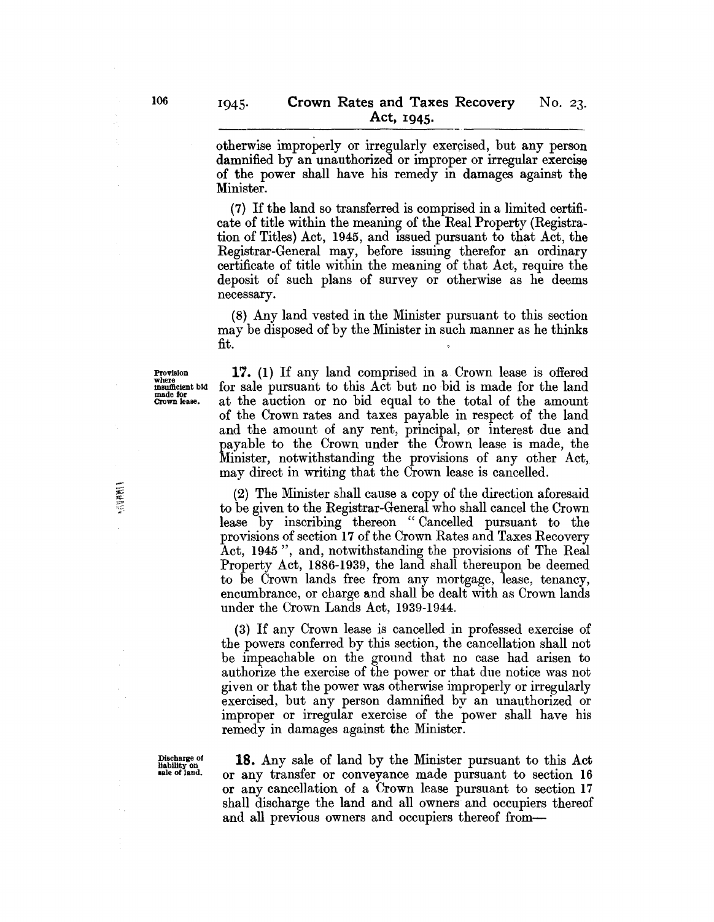otherwise improperly or irregularly exercised, but any person damnified by an unauthorized or improper or irregular exercise of the power shall have his remedy in damages against the Minister.

(7) If the land so transferred is comprised in a limited certificate of title within the meaning of the Real Property (Registration of Titles) Act, 1945, and issued pursuant to that Act, the Registrar-General may, before issuing therefor an ordinary certificate of title within the meaning of that Act, require the deposit of such plans of survey or otherwise as he deems necessary.

(8) Any land vested in the Minister pursuant to this section may be disposed of by the Minister in such manner as he thinks fit.

*Provision where insufficient bid made for Crown lease.*

**17.** (1) If any land comprised in a Crown lease is offered for sale pursuant to this Act but no bid is made for the land at the auction or no bid equal to the total of the amount of the Crown rates and taxes payable in respect of the land and the amount of any rent, principal, or interest due and payable to the Crown under the Crown lease is made, the Minister, notwithstanding the provisions of any other Act, may direct in writing that the Crown lease is cancelled.

(2) The Minister shall cause a copy of the direction aforesaid to be given to the Registrar-General who shall cancel the Crown lease by inscribing thereon "Cancelled pursuant to the provisions of section 17 of the Crown Rates and Taxes Recovery Act, 1945", and, notwithstanding the provisions of The Real Property Act, 1886-1939, the land shall thereupon be deemed to be Crown lands free from any mortgage, lease, tenancy, encumbrance, or charge and shall be dealt with as Crown lands under the Crown Lands Act, 1939-1944.

(3) If any Crown lease is cancelled in professed exercise of the powers conferred by this section, the cancellation shall not be impeachable on the ground that no case had arisen to authorize the exercise of the power or that due notice was not given or that the power was otherwise improperly or irregularly exercised, but any person damnified by an unauthorized or improper or irregular exercise of the power shall have his remedy in damages against the Minister.

*Discharge of liability on sale of land.*

**18.** Any sale of land by the Minister pursuant to this Act or any transfer or conveyance made pursuant to section 16 or any cancellation of a Crown lease pursuant to section 17 shall discharge the land and all owners and occupiers thereof and all previous owners and occupiers thereof from—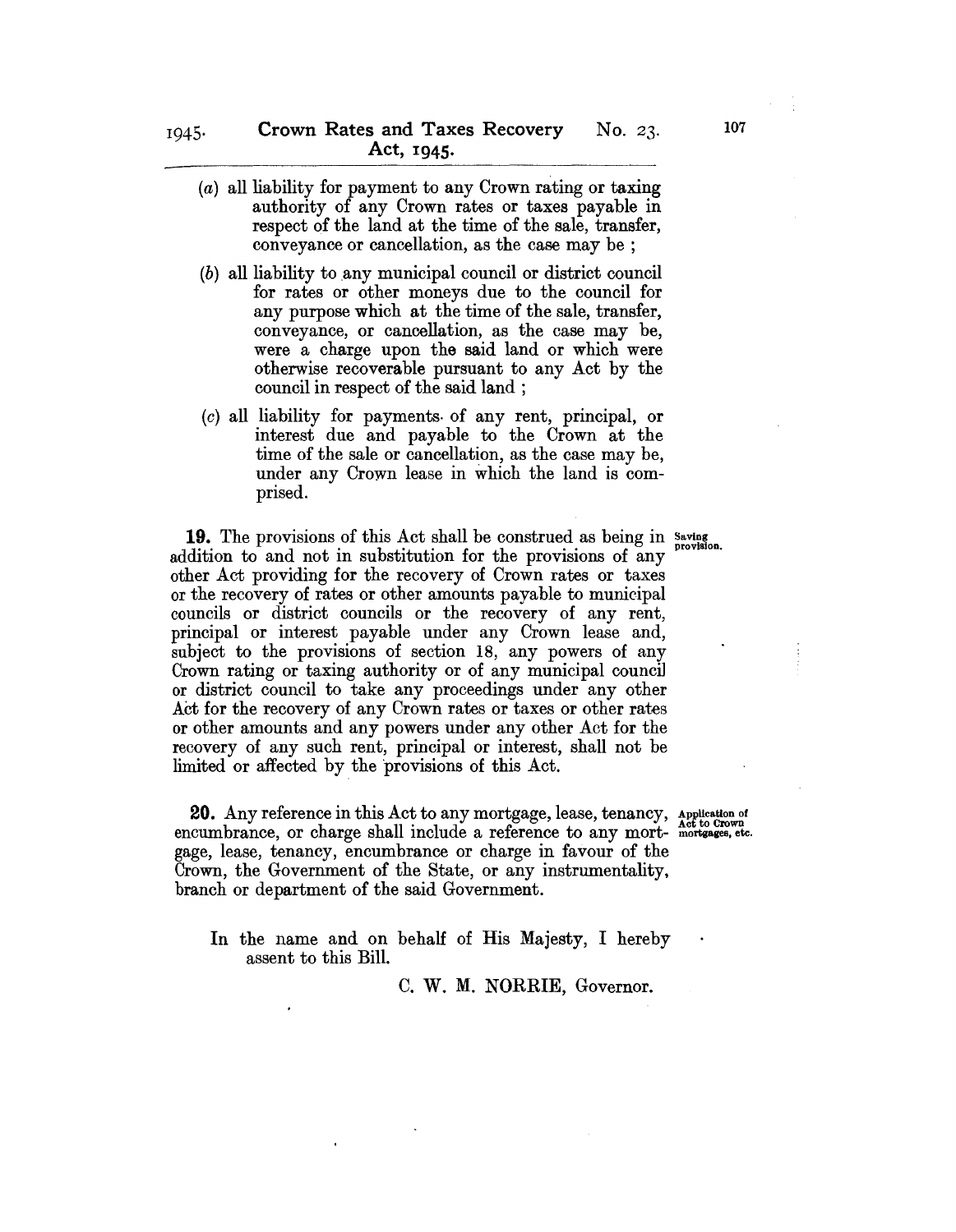(*a*) all liability for payment to any Crown rating or taxing authority of any Crown rates or taxes payable in respect of the land at the time of the sale, transfer, conveyance or cancellation, as the case may be ;

(*b*) all liability to any municipal council or district council for rates or other moneys due to the council for any purpose which at the time of the sale, transfer, conveyance, or cancellation, as the case may be, were a charge upon the said land or which were otherwise recoverable pursuant to any Act by the council in respect of the said land ;

(*c*) all liability for payments of any rent, principal, or interest due and payable to the Crown at the time of the sale or cancellation, as the case may be, under any Crown lease in which the land is comprised.

**19.** The provisions of this Act shall be construed as being in addition to and not in substitution for the provisions of any other Act providing for the recovery of Crown rates or taxes or the recovery of rates or other amounts payable to municipal councils or district councils or the recovery of any rent, principal or interest payable under any Crown lease and, subject to the provisions of section 18, any powers of any Crown rating or taxing authority or of any municipal council or district council to take any proceedings under any other Act for the recovery of any Crown rates or taxes or other rates or other amounts and any powers under any other Act for the recovery of any such rent, principal or interest, shall not be limited or affected by the provisions of this Act.

**Saving provision.**

**20.** Any reference in this Act to any mortgage, lease, tenancy, encumbrance, or charge shall include a reference to any mortgage, lease, tenancy, encumbrance or charge in favour of the Crown, the Government of the State, or any instrumentality, branch or department of the said Government.

**Application of Act to Crown mortgages, etc.**

In the name and on behalf of His Majesty, I hereby assent to this Bill.

C. W. M. NORRIE, Governor.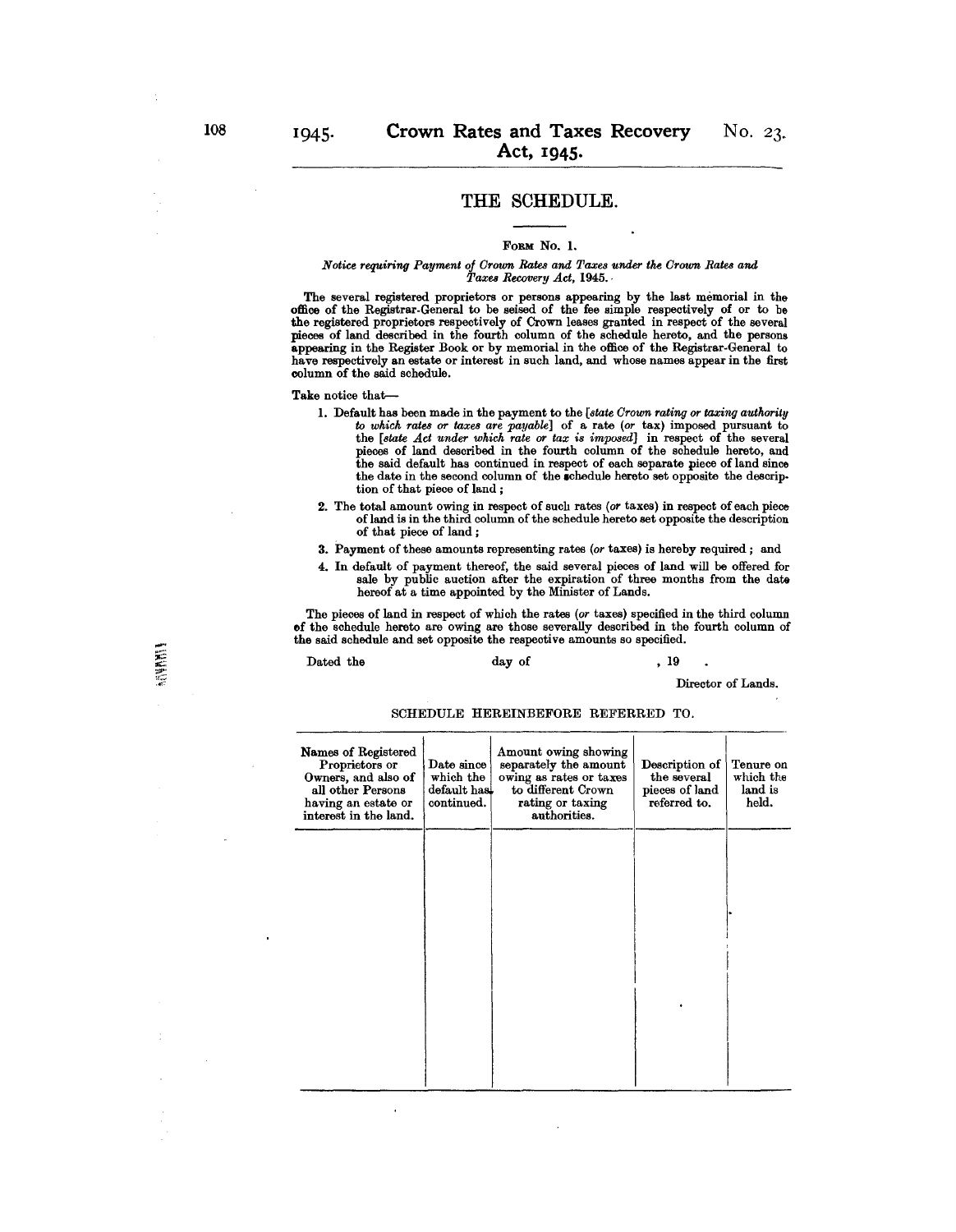## THE SCHEDULE.

FORM No. 1.

*Notice requiring Payment of Crown Rates and Taxes under the Crown Rates and Taxes Recovery Act, 1945.*

The several registered proprietors or persons appearing by the last memorial in the office of the Registrar-General to be seised of the fee simple respectively of or to be the registered proprietors respectively of Crown leases granted in respect of the several pieces of land described in the fourth column of the schedule hereto, and the persons appearing in the Register Book or by memorial in the office of the Registrar-General to have respectively an estate or interest in such land, and whose names appear in the first column of the said schedule.

Take notice that—

1. Default has been made in the payment to the [*state Crown rating or taxing authority to which rates or taxes are payable*] of a rate (*or* tax) imposed pursuant to the [*state Act under which rate or tax is imposed*] in respect of the several pieces of land described in the fourth column of the schedule hereto, and the said default has continued in respect of each separate piece of land since the date in the second column of the schedule hereto set opposite the description of that piece of land;
2. The total amount owing in respect of such rates (*or* taxes) in respect of each piece of land is in the third column of the schedule hereto set opposite the description of that piece of land;
3. Payment of these amounts representing rates (*or* taxes) is hereby required; and
4. In default of payment thereof, the said several pieces of land will be offered for sale by public auction after the expiration of three months from the date hereof at a time appointed by the Minister of Lands.

The pieces of land in respect of which the rates (*or* taxes) specified in the third column of the schedule hereto are owing are those severally described in the fourth column of the said schedule and set opposite the respective amounts so specified.

Dated the day of , 19 .

Director of Lands.

SCHEDULE HEREINBEFORE REFERRED TO.

| Names of Registered Proprietors or Owners, and also of all other Persons having an estate or interest in the land. | Date since which the default has continued. | Amount owing showing separately the amount owing as rates or taxes to different Crown rating or taxing authorities. | Description of the several pieces of land referred to. | Tenure on which the land is held. |
|---|---|---|---|---|
| | | | | |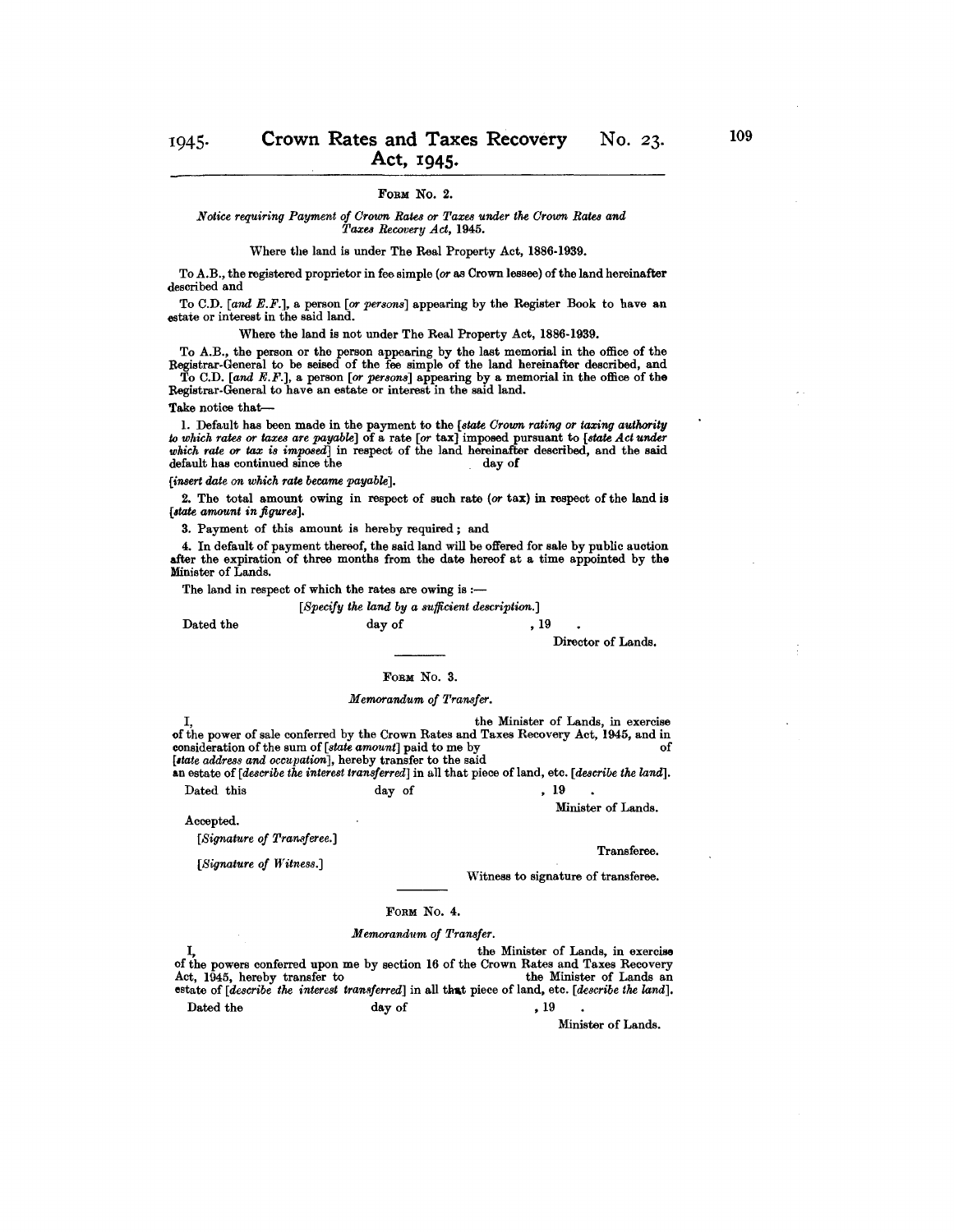FORM No. 2.

*Notice requiring Payment of Crown Rates or Taxes under the Crown Rates and Taxes Recovery Act*, 1945.

Where the land is under The Real Property Act, 1886-1939.

To A.B., the registered proprietor in fee simple (*or* as Crown lessee) of the land hereinafter described and

To C.D. [*and E.F.*], a person [*or persons*] appearing by the Register Book to have an estate or interest in the said land.

Where the land is not under The Real Property Act, 1886-1939.

To A.B., the person or the person appearing by the last memorial in the office of the Registrar-General to be seised of the fee simple of the land hereinafter described, and

To C.D. [*and E.F.*], a person [*or persons*] appearing by a memorial in the office of the Registrar-General to have an estate or interest in the said land.

Take notice that—

1. Default has been made in the payment to the [*state Crown rating or taxing authority to which rates or taxes are payable*] of a rate [*or* tax] imposed pursuant to [*state Act under which rate or tax is imposed*] in respect of the land hereinafter described, and the said default has continued since the day of [*insert date on which rate became payable*].

2. The total amount owing in respect of such rate (*or* tax) in respect of the land is [*state amount in figures*].

3. Payment of this amount is hereby required; and

4. In default of payment thereof, the said land will be offered for sale by public auction after the expiration of three months from the date hereof at a time appointed by the Minister of Lands.

The land in respect of which the rates are owing is :—

[*Specify the land by a sufficient description.*]

Dated the day of , 19 .

Director of Lands.

FORM No. 3.

*Memorandum of Transfer.*

I, the Minister of Lands, in exercise of the power of sale conferred by the Crown Rates and Taxes Recovery Act, 1945, and in consideration of the sum of [*state amount*] paid to me by of [*state address and occupation*], hereby transfer to the said an estate of [*describe the interest transferred*] in all that piece of land, etc. [*describe the land*].

Dated this day of , 19 .

Minister of Lands.

Accepted.

[*Signature of Transferee.*]

Transferee.

[*Signature of Witness.*]

Witness to signature of transferee.

FORM No. 4.

*Memorandum of Transfer.*

I, the Minister of Lands, in exercise of the powers conferred upon me by section 16 of the Crown Rates and Taxes Recovery Act, 1945, hereby transfer to the Minister of Lands an estate of [*describe the interest transferred*] in all that piece of land, etc. [*describe the land*].

Dated the day of , 19 .

Minister of Lands.